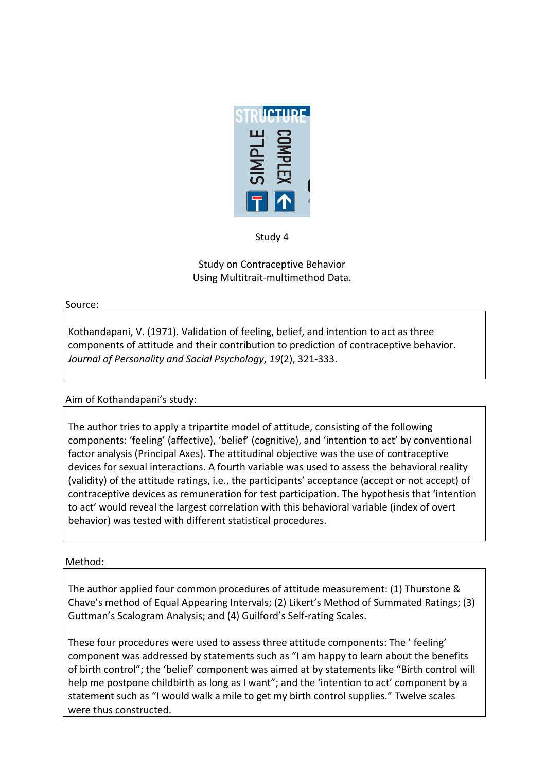Study 4

Study on Contraceptive Behavior
Using Multitrait-multimethod Data.

Source:

Kothandapani, V. (1971). Validation of feeling, belief, and intention to act as three components of attitude and their contribution to prediction of contraceptive behavior. *Journal of Personality and Social Psychology*, *19*(2), 321-333.

Aim of Kothandapani's study:

The author tries to apply a tripartite model of attitude, consisting of the following components: 'feeling' (affective), 'belief' (cognitive), and 'intention to act' by conventional factor analysis (Principal Axes). The attitudinal objective was the use of contraceptive devices for sexual interactions. A fourth variable was used to assess the behavioral reality (validity) of the attitude ratings, i.e., the participants' acceptance (accept or not accept) of contraceptive devices as remuneration for test participation. The hypothesis that 'intention to act' would reveal the largest correlation with this behavioral variable (index of overt behavior) was tested with different statistical procedures.

Method:

The author applied four common procedures of attitude measurement: (1) Thurstone & Chave's method of Equal Appearing Intervals; (2) Likert's Method of Summated Ratings; (3) Guttman's Scalogram Analysis; and (4) Guilford's Self-rating Scales.

These four procedures were used to assess three attitude components: The ' feeling' component was addressed by statements such as "I am happy to learn about the benefits of birth control"; the 'belief' component was aimed at by statements like "Birth control will help me postpone childbirth as long as I want"; and the 'intention to act' component by a statement such as "I would walk a mile to get my birth control supplies." Twelve scales were thus constructed.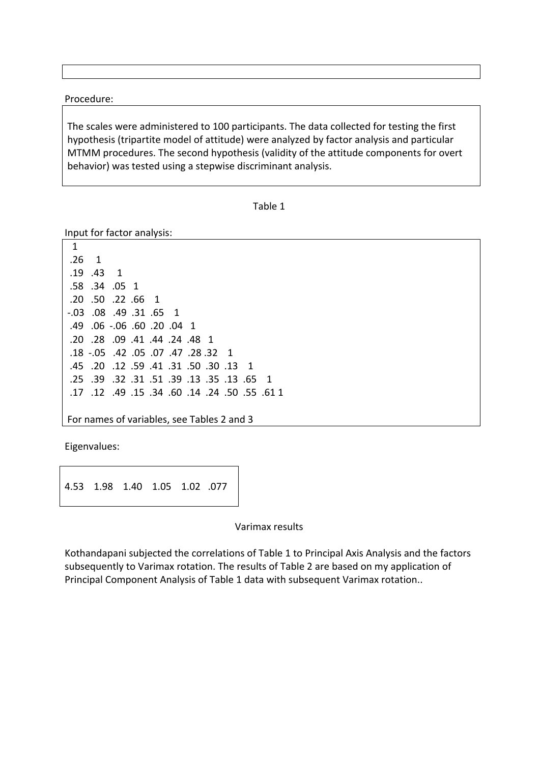Procedure:

The scales were administered to 100 participants. The data collected for testing the first hypothesis (tripartite model of attitude) were analyzed by factor analysis and particular MTMM procedures. The second hypothesis (validity of the attitude components for overt behavior) was tested using a stepwise discriminant analysis.

Table 1

Input for factor analysis:

| | | | | | | | | | | | |
|---|---|---|---|---|---|---|---|---|---|---|---|
| 1 | | | | | | | | | | | |
| .26 | 1 | | | | | | | | | | |
| .19 | .43 | 1 | | | | | | | | | |
| .58 | .34 | .05 | 1 | | | | | | | | |
| .20 | .50 | .22 | .66 | 1 | | | | | | | |
| -.03 | .08 | .49 | .31 | .65 | 1 | | | | | | |
| .49 | .06 | -.06 | .60 | .20 | .04 | 1 | | | | | |
| .20 | .28 | .09 | .41 | .44 | .24 | .48 | 1 | | | | |
| .18 | -.05 | .42 | .05 | .07 | .47 | .28 | .32 | 1 | | | |
| .45 | .20 | .12 | .59 | .41 | .31 | .50 | .30 | .13 | 1 | | |
| .25 | .39 | .32 | .31 | .51 | .39 | .13 | .35 | .13 | .65 | 1 | |
| .17 | .12 | .49 | .15 | .34 | .60 | .14 | .24 | .50 | .55 | .61 | 1 |

For names of variables, see Tables 2 and 3

Eigenvalues:

| | | | | | |
|---|---|---|---|---|---|
| 4.53 | 1.98 | 1.40 | 1.05 | 1.02 | .077 |

Varimax results

Kothandapani subjected the correlations of Table 1 to Principal Axis Analysis and the factors subsequently to Varimax rotation. The results of Table 2 are based on my application of Principal Component Analysis of Table 1 data with subsequent Varimax rotation..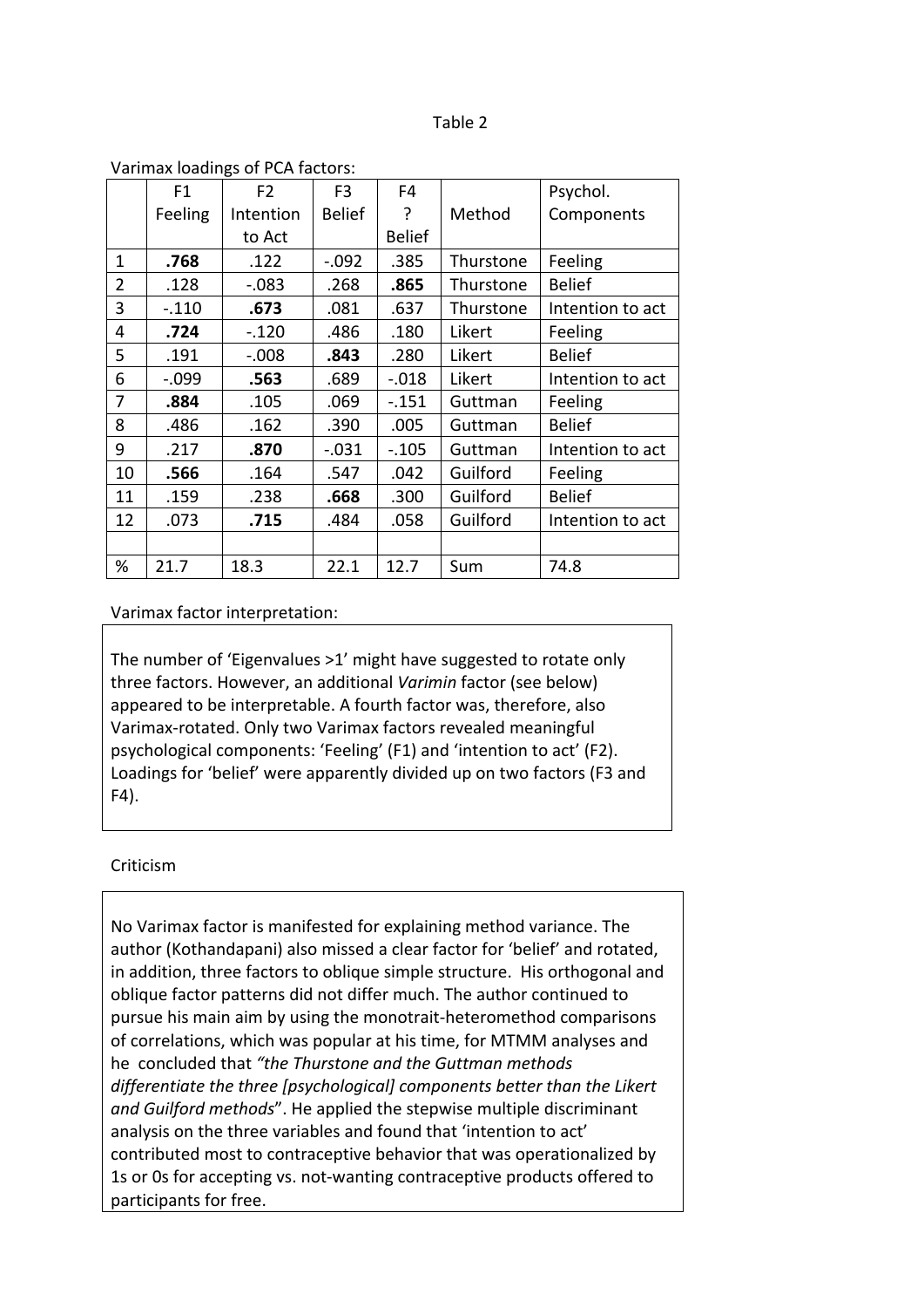Table 2

Varimax loadings of PCA factors:

| | F1 Feeling | F2 Intention to Act | F3 Belief | F4 ? Belief | Method | Psychol. Components |
|---|---|---|---|---|---|---|
| 1 | **.768** | .122 | -.092 | .385 | Thurstone | Feeling |
| 2 | .128 | -.083 | .268 | **.865** | Thurstone | Belief |
| 3 | -.110 | **.673** | .081 | .637 | Thurstone | Intention to act |
| 4 | **.724** | -.120 | .486 | .180 | Likert | Feeling |
| 5 | .191 | -.008 | **.843** | .280 | Likert | Belief |
| 6 | -.099 | **.563** | .689 | -.018 | Likert | Intention to act |
| 7 | **.884** | .105 | .069 | -.151 | Guttman | Feeling |
| 8 | .486 | .162 | .390 | .005 | Guttman | Belief |
| 9 | .217 | **.870** | -.031 | -.105 | Guttman | Intention to act |
| 10 | **.566** | .164 | .547 | .042 | Guilford | Feeling |
| 11 | .159 | .238 | **.668** | .300 | Guilford | Belief |
| 12 | .073 | **.715** | .484 | .058 | Guilford | Intention to act |
| | | | | | | |
| % | 21.7 | 18.3 | 22.1 | 12.7 | Sum | 74.8 |

Varimax factor interpretation:

The number of 'Eigenvalues >1' might have suggested to rotate only three factors. However, an additional *Varimin* factor (see below) appeared to be interpretable. A fourth factor was, therefore, also Varimax-rotated. Only two Varimax factors revealed meaningful psychological components: 'Feeling' (F1) and 'intention to act' (F2). Loadings for 'belief' were apparently divided up on two factors (F3 and F4).

Criticism

No Varimax factor is manifested for explaining method variance. The author (Kothandapani) also missed a clear factor for 'belief' and rotated, in addition, three factors to oblique simple structure. His orthogonal and oblique factor patterns did not differ much. The author continued to pursue his main aim by using the monotrait-heteromethod comparisons of correlations, which was popular at his time, for MTMM analyses and he concluded that *"the Thurstone and the Guttman methods differentiate the three [psychological] components better than the Likert and Guilford methods*". He applied the stepwise multiple discriminant analysis on the three variables and found that 'intention to act' contributed most to contraceptive behavior that was operationalized by 1s or 0s for accepting vs. not-wanting contraceptive products offered to participants for free.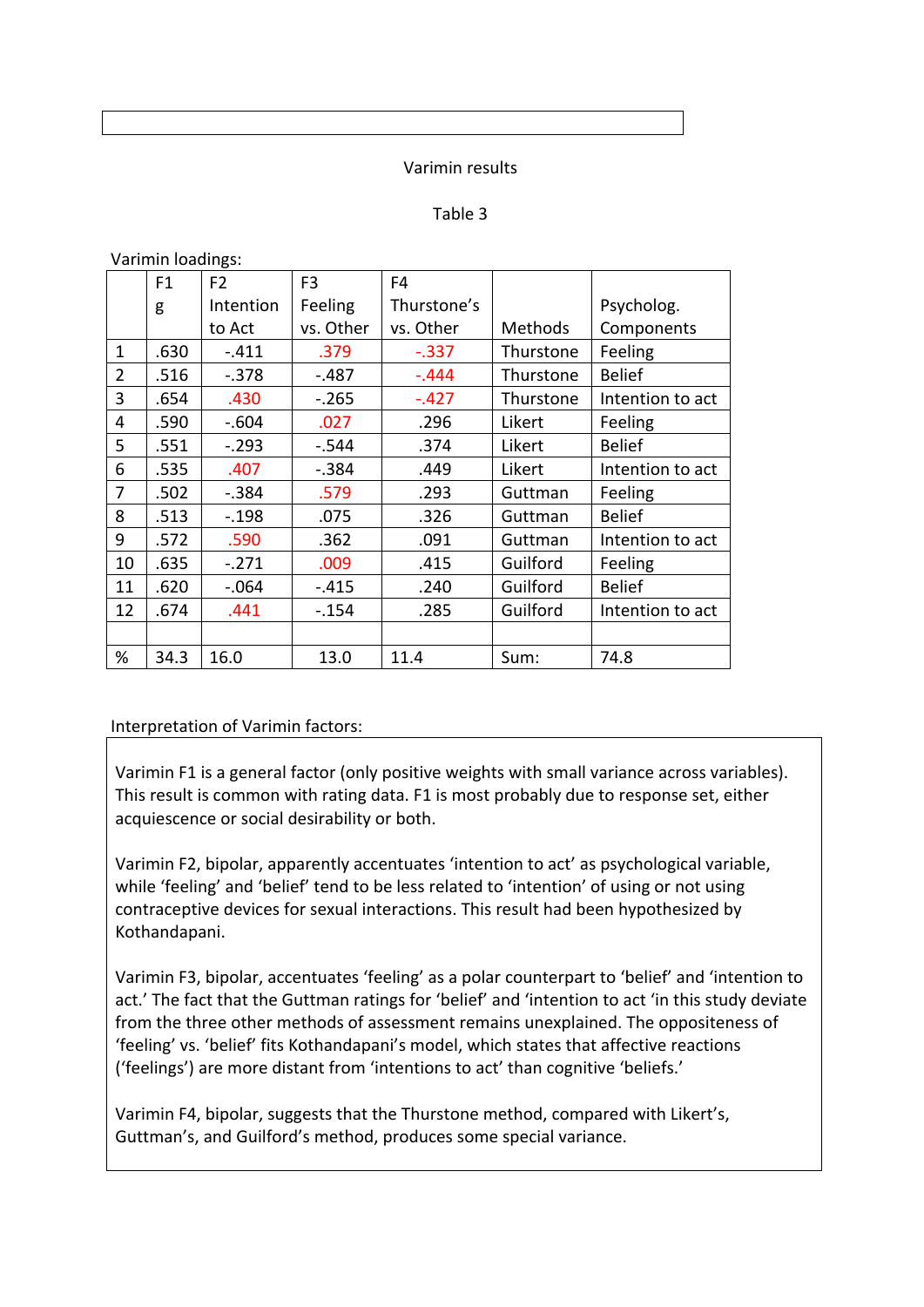Varimin results

Table 3

Varimin loadings:

| | F1 g | F2 Intention to Act | F3 Feeling vs. Other | F4 Thurstone's vs. Other | Methods | Psycholog. Components |
|---|---|---|---|---|---|---|
| 1 | .630 | -.411 | .379 | -.337 | Thurstone | Feeling |
| 2 | .516 | -.378 | -.487 | -.444 | Thurstone | Belief |
| 3 | .654 | .430 | -.265 | -.427 | Thurstone | Intention to act |
| 4 | .590 | -.604 | .027 | .296 | Likert | Feeling |
| 5 | .551 | -.293 | -.544 | .374 | Likert | Belief |
| 6 | .535 | .407 | -.384 | .449 | Likert | Intention to act |
| 7 | .502 | -.384 | .579 | .293 | Guttman | Feeling |
| 8 | .513 | -.198 | .075 | .326 | Guttman | Belief |
| 9 | .572 | .590 | .362 | .091 | Guttman | Intention to act |
| 10 | .635 | -.271 | .009 | .415 | Guilford | Feeling |
| 11 | .620 | -.064 | -.415 | .240 | Guilford | Belief |
| 12 | .674 | .441 | -.154 | .285 | Guilford | Intention to act |
| | | | | | | |
| % | 34.3 | 16.0 | 13.0 | 11.4 | Sum: | 74.8 |

Interpretation of Varimin factors:

Varimin F1 is a general factor (only positive weights with small variance across variables). This result is common with rating data. F1 is most probably due to response set, either acquiescence or social desirability or both.

Varimin F2, bipolar, apparently accentuates 'intention to act' as psychological variable, while 'feeling' and 'belief' tend to be less related to 'intention' of using or not using contraceptive devices for sexual interactions. This result had been hypothesized by Kothandapani.

Varimin F3, bipolar, accentuates 'feeling' as a polar counterpart to 'belief' and 'intention to act.' The fact that the Guttman ratings for 'belief' and 'intention to act 'in this study deviate from the three other methods of assessment remains unexplained. The oppositeness of 'feeling' vs. 'belief' fits Kothandapani's model, which states that affective reactions ('feelings') are more distant from 'intentions to act' than cognitive 'beliefs.'

Varimin F4, bipolar, suggests that the Thurstone method, compared with Likert's, Guttman's, and Guilford's method, produces some special variance.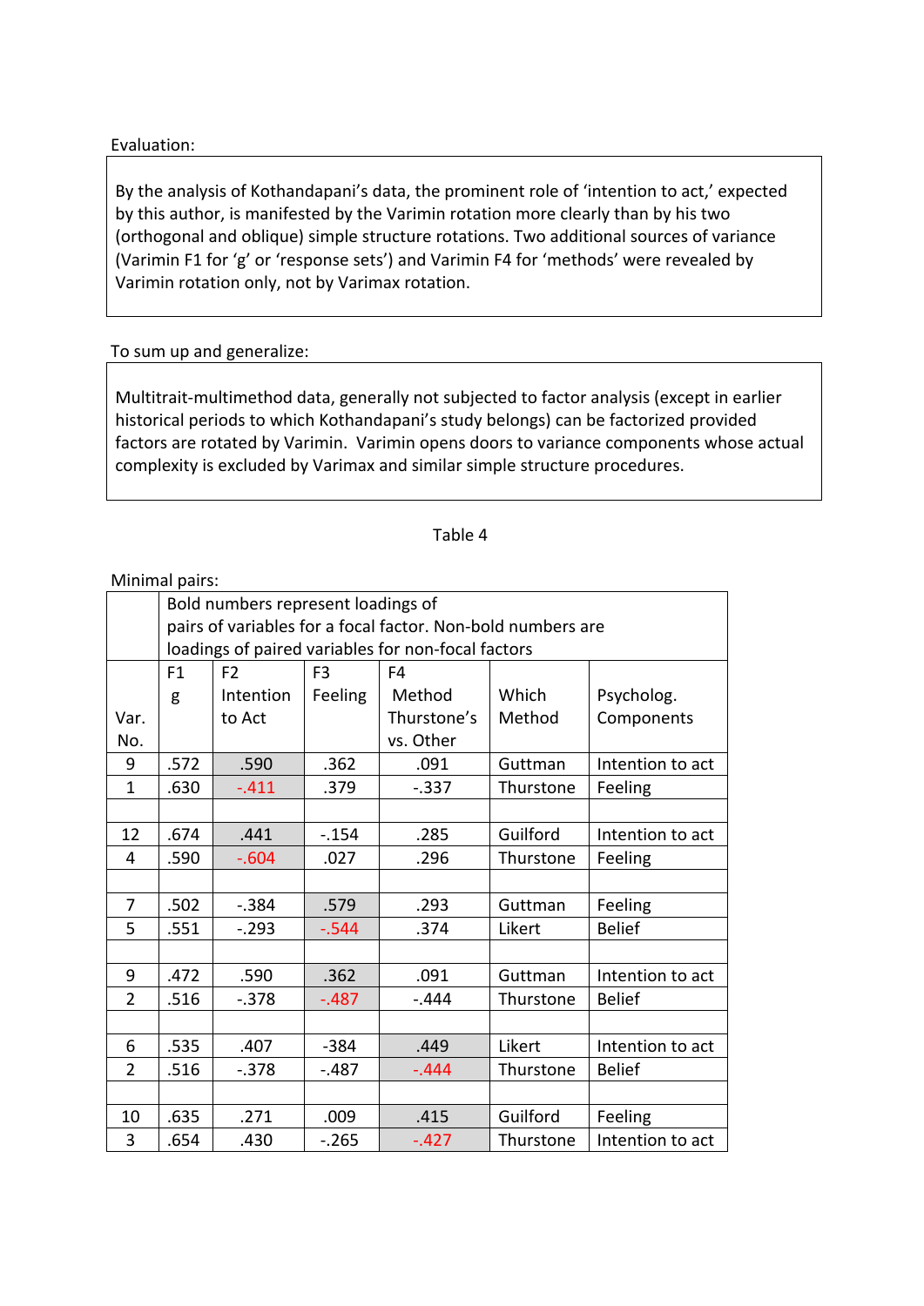Evaluation:

By the analysis of Kothandapani's data, the prominent role of 'intention to act,' expected by this author, is manifested by the Varimin rotation more clearly than by his two (orthogonal and oblique) simple structure rotations. Two additional sources of variance (Varimin F1 for 'g' or 'response sets') and Varimin F4 for 'methods' were revealed by Varimin rotation only, not by Varimax rotation.

To sum up and generalize:

Multitrait-multimethod data, generally not subjected to factor analysis (except in earlier historical periods to which Kothandapani's study belongs) can be factorized provided factors are rotated by Varimin. Varimin opens doors to variance components whose actual complexity is excluded by Varimax and similar simple structure procedures.

Table 4

Minimal pairs:

| | Bold numbers represent loadings of pairs of variables for a focal factor. Non-bold numbers are loadings of paired variables for non-focal factors | | | | | |
|---|---|---|---|---|---|---|
| Var. No. | F1 g | F2 Intention to Act | F3 Feeling | F4 Method Thurstone's vs. Other | Which Method | Psycholog. Components |
| 9 | .572 | .590 | .362 | .091 | Guttman | Intention to act |
| 1 | .630 | -.411 | .379 | -.337 | Thurstone | Feeling |
| | | | | | | |
| 12 | .674 | .441 | -.154 | .285 | Guilford | Intention to act |
| 4 | .590 | -.604 | .027 | .296 | Thurstone | Feeling |
| | | | | | | |
| 7 | .502 | -.384 | .579 | .293 | Guttman | Feeling |
| 5 | .551 | -.293 | -.544 | .374 | Likert | Belief |
| | | | | | | |
| 9 | .472 | .590 | .362 | .091 | Guttman | Intention to act |
| 2 | .516 | -.378 | -.487 | -.444 | Thurstone | Belief |
| | | | | | | |
| 6 | .535 | .407 | -384 | .449 | Likert | Intention to act |
| 2 | .516 | -.378 | -.487 | -.444 | Thurstone | Belief |
| | | | | | | |
| 10 | .635 | .271 | .009 | .415 | Guilford | Feeling |
| 3 | .654 | .430 | -.265 | -.427 | Thurstone | Intention to act |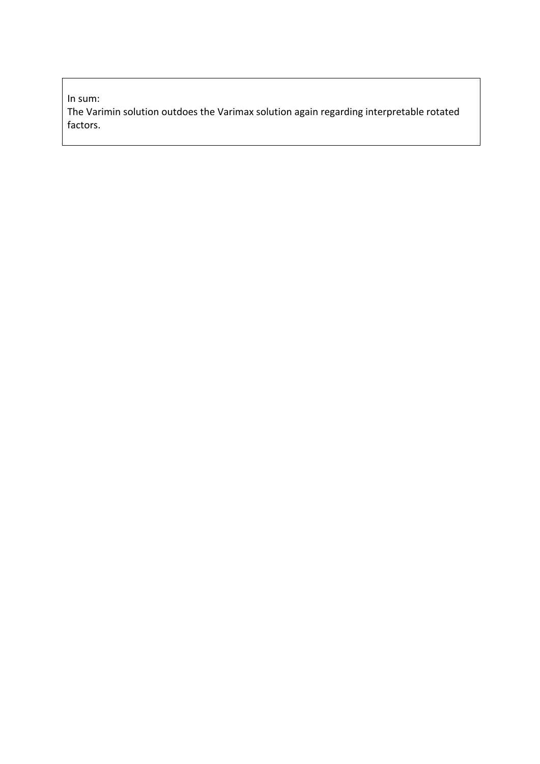In sum:
The Varimin solution outdoes the Varimax solution again regarding interpretable rotated factors.